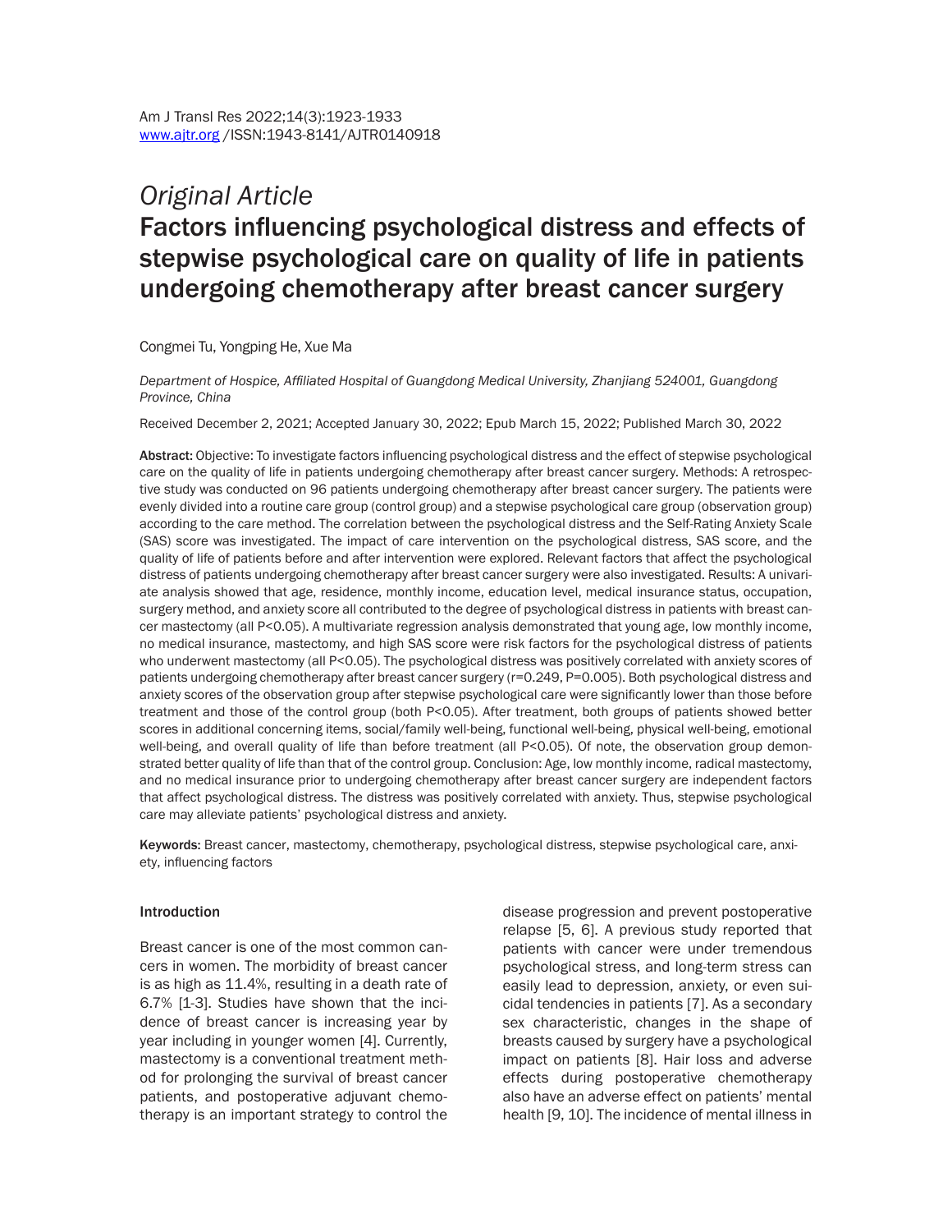Am J Transl Res 2022;14(3):1923-1933
www.ajtr.org /ISSN:1943-8141/AJTR0140918

*Original Article*

# Factors influencing psychological distress and effects of stepwise psychological care on quality of life in patients undergoing chemotherapy after breast cancer surgery

Congmei Tu, Yongping He, Xue Ma

*Department of Hospice, Affiliated Hospital of Guangdong Medical University, Zhanjiang 524001, Guangdong Province, China*

Received December 2, 2021; Accepted January 30, 2022; Epub March 15, 2022; Published March 30, 2022

**Abstract:** Objective: To investigate factors influencing psychological distress and the effect of stepwise psychological care on the quality of life in patients undergoing chemotherapy after breast cancer surgery. Methods: A retrospective study was conducted on 96 patients undergoing chemotherapy after breast cancer surgery. The patients were evenly divided into a routine care group (control group) and a stepwise psychological care group (observation group) according to the care method. The correlation between the psychological distress and the Self-Rating Anxiety Scale (SAS) score was investigated. The impact of care intervention on the psychological distress, SAS score, and the quality of life of patients before and after intervention were explored. Relevant factors that affect the psychological distress of patients undergoing chemotherapy after breast cancer surgery were also investigated. Results: A univariate analysis showed that age, residence, monthly income, education level, medical insurance status, occupation, surgery method, and anxiety score all contributed to the degree of psychological distress in patients with breast cancer mastectomy (all $P<0.05$). A multivariate regression analysis demonstrated that young age, low monthly income, no medical insurance, mastectomy, and high SAS score were risk factors for the psychological distress of patients who underwent mastectomy (all $P<0.05$). The psychological distress was positively correlated with anxiety scores of patients undergoing chemotherapy after breast cancer surgery ($r=0.249$, $P=0.005$). Both psychological distress and anxiety scores of the observation group after stepwise psychological care were significantly lower than those before treatment and those of the control group (both $P<0.05$). After treatment, both groups of patients showed better scores in additional concerning items, social/family well-being, functional well-being, physical well-being, emotional well-being, and overall quality of life than before treatment (all $P<0.05$). Of note, the observation group demonstrated better quality of life than that of the control group. Conclusion: Age, low monthly income, radical mastectomy, and no medical insurance prior to undergoing chemotherapy after breast cancer surgery are independent factors that affect psychological distress. The distress was positively correlated with anxiety. Thus, stepwise psychological care may alleviate patients' psychological distress and anxiety.

**Keywords:** Breast cancer, mastectomy, chemotherapy, psychological distress, stepwise psychological care, anxiety, influencing factors

## Introduction

Breast cancer is one of the most common cancers in women. The morbidity of breast cancer is as high as 11.4%, resulting in a death rate of 6.7% [1-3]. Studies have shown that the incidence of breast cancer is increasing year by year including in younger women [4]. Currently, mastectomy is a conventional treatment method for prolonging the survival of breast cancer patients, and postoperative adjuvant chemotherapy is an important strategy to control the disease progression and prevent postoperative relapse [5, 6]. A previous study reported that patients with cancer were under tremendous psychological stress, and long-term stress can easily lead to depression, anxiety, or even suicidal tendencies in patients [7]. As a secondary sex characteristic, changes in the shape of breasts caused by surgery have a psychological impact on patients [8]. Hair loss and adverse effects during postoperative chemotherapy also have an adverse effect on patients' mental health [9, 10]. The incidence of mental illness in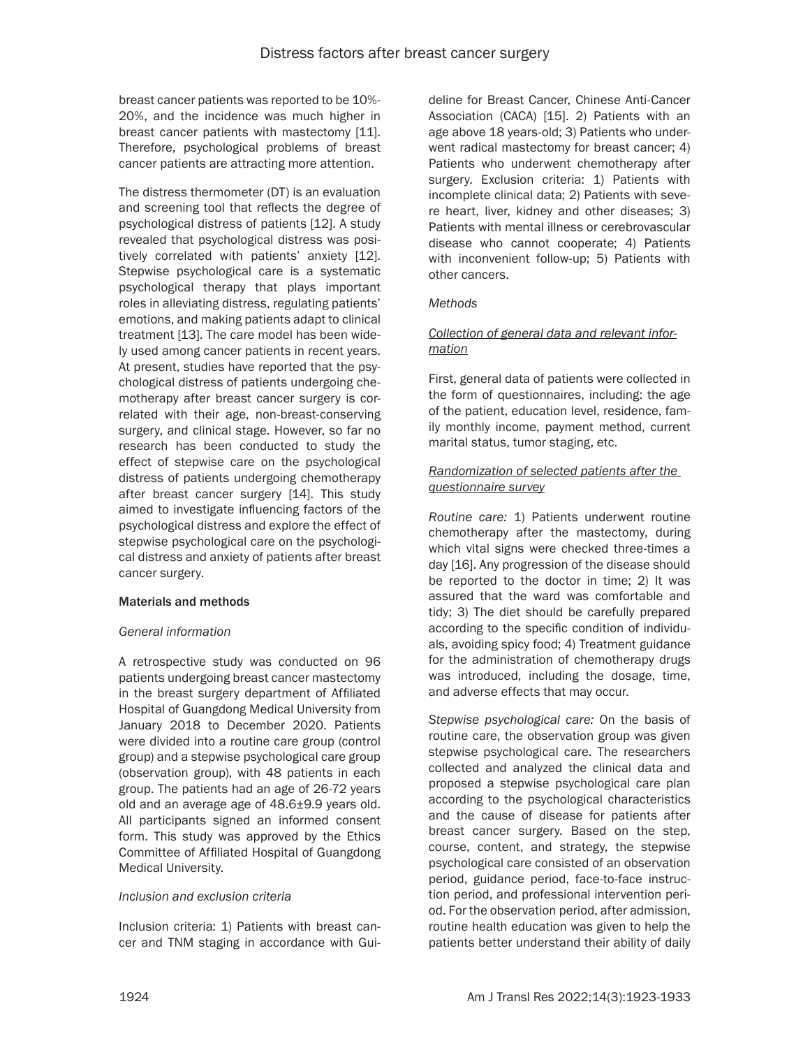breast cancer patients was reported to be 10%-20%, and the incidence was much higher in breast cancer patients with mastectomy [11]. Therefore, psychological problems of breast cancer patients are attracting more attention.

The distress thermometer (DT) is an evaluation and screening tool that reflects the degree of psychological distress of patients [12]. A study revealed that psychological distress was positively correlated with patients' anxiety [12]. Stepwise psychological care is a systematic psychological therapy that plays important roles in alleviating distress, regulating patients' emotions, and making patients adapt to clinical treatment [13]. The care model has been widely used among cancer patients in recent years. At present, studies have reported that the psychological distress of patients undergoing chemotherapy after breast cancer surgery is correlated with their age, non-breast-conserving surgery, and clinical stage. However, so far no research has been conducted to study the effect of stepwise care on the psychological distress of patients undergoing chemotherapy after breast cancer surgery [14]. This study aimed to investigate influencing factors of the psychological distress and explore the effect of stepwise psychological care on the psychological distress and anxiety of patients after breast cancer surgery.

## Materials and methods

### *General information*

A retrospective study was conducted on 96 patients undergoing breast cancer mastectomy in the breast surgery department of Affiliated Hospital of Guangdong Medical University from January 2018 to December 2020. Patients were divided into a routine care group (control group) and a stepwise psychological care group (observation group), with 48 patients in each group. The patients had an age of 26-72 years old and an average age of 48.6±9.9 years old. All participants signed an informed consent form. This study was approved by the Ethics Committee of Affiliated Hospital of Guangdong Medical University.

### *Inclusion and exclusion criteria*

Inclusion criteria: 1) Patients with breast cancer and TNM staging in accordance with Guideline for Breast Cancer, Chinese Anti-Cancer Association (CACA) [15]. 2) Patients with an age above 18 years-old; 3) Patients who underwent radical mastectomy for breast cancer; 4) Patients who underwent chemotherapy after surgery. Exclusion criteria: 1) Patients with incomplete clinical data; 2) Patients with severe heart, liver, kidney and other diseases; 3) Patients with mental illness or cerebrovascular disease who cannot cooperate; 4) Patients with inconvenient follow-up; 5) Patients with other cancers.

### *Methods*

#### Collection of general data and relevant information

First, general data of patients were collected in the form of questionnaires, including: the age of the patient, education level, residence, family monthly income, payment method, current marital status, tumor staging, etc.

#### Randomization of selected patients after the questionnaire survey

*Routine care:* 1) Patients underwent routine chemotherapy after the mastectomy, during which vital signs were checked three-times a day [16]. Any progression of the disease should be reported to the doctor in time; 2) It was assured that the ward was comfortable and tidy; 3) The diet should be carefully prepared according to the specific condition of individuals, avoiding spicy food; 4) Treatment guidance for the administration of chemotherapy drugs was introduced, including the dosage, time, and adverse effects that may occur.

*Stepwise psychological care:* On the basis of routine care, the observation group was given stepwise psychological care. The researchers collected and analyzed the clinical data and proposed a stepwise psychological care plan according to the psychological characteristics and the cause of disease for patients after breast cancer surgery. Based on the step, course, content, and strategy, the stepwise psychological care consisted of an observation period, guidance period, face-to-face instruction period, and professional intervention period. For the observation period, after admission, routine health education was given to help the patients better understand their ability of daily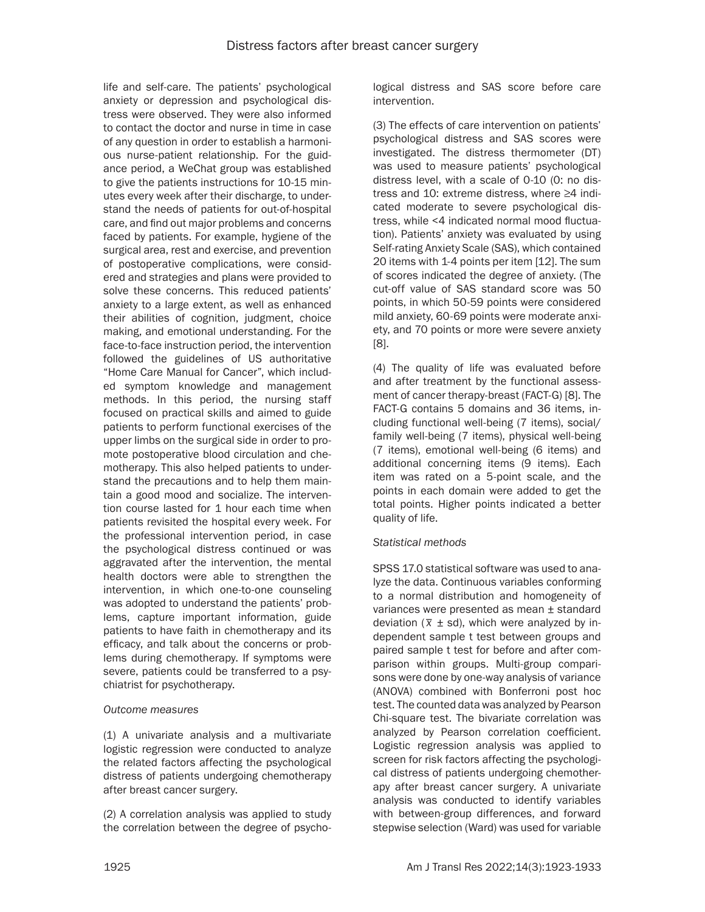life and self-care. The patients' psychological anxiety or depression and psychological distress were observed. They were also informed to contact the doctor and nurse in time in case of any question in order to establish a harmonious nurse-patient relationship. For the guidance period, a WeChat group was established to give the patients instructions for 10-15 minutes every week after their discharge, to understand the needs of patients for out-of-hospital care, and find out major problems and concerns faced by patients. For example, hygiene of the surgical area, rest and exercise, and prevention of postoperative complications, were considered and strategies and plans were provided to solve these concerns. This reduced patients' anxiety to a large extent, as well as enhanced their abilities of cognition, judgment, choice making, and emotional understanding. For the face-to-face instruction period, the intervention followed the guidelines of US authoritative "Home Care Manual for Cancer", which included symptom knowledge and management methods. In this period, the nursing staff focused on practical skills and aimed to guide patients to perform functional exercises of the upper limbs on the surgical side in order to promote postoperative blood circulation and chemotherapy. This also helped patients to understand the precautions and to help them maintain a good mood and socialize. The intervention course lasted for 1 hour each time when patients revisited the hospital every week. For the professional intervention period, in case the psychological distress continued or was aggravated after the intervention, the mental health doctors were able to strengthen the intervention, in which one-to-one counseling was adopted to understand the patients' problems, capture important information, guide patients to have faith in chemotherapy and its efficacy, and talk about the concerns or problems during chemotherapy. If symptoms were severe, patients could be transferred to a psychiatrist for psychotherapy.

*Outcome measures*

(1) A univariate analysis and a multivariate logistic regression were conducted to analyze the related factors affecting the psychological distress of patients undergoing chemotherapy after breast cancer surgery.

(2) A correlation analysis was applied to study the correlation between the degree of psychological distress and SAS score before care intervention.

(3) The effects of care intervention on patients' psychological distress and SAS scores were investigated. The distress thermometer (DT) was used to measure patients' psychological distress level, with a scale of 0-10 (0: no distress and 10: extreme distress, where ≥4 indicated moderate to severe psychological distress, while <4 indicated normal mood fluctuation). Patients' anxiety was evaluated by using Self-rating Anxiety Scale (SAS), which contained 20 items with 1-4 points per item [12]. The sum of scores indicated the degree of anxiety. (The cut-off value of SAS standard score was 50 points, in which 50-59 points were considered mild anxiety, 60-69 points were moderate anxiety, and 70 points or more were severe anxiety [8].

(4) The quality of life was evaluated before and after treatment by the functional assessment of cancer therapy-breast (FACT-G) [8]. The FACT-G contains 5 domains and 36 items, including functional well-being (7 items), social/family well-being (7 items), physical well-being (7 items), emotional well-being (6 items) and additional concerning items (9 items). Each item was rated on a 5-point scale, and the points in each domain were added to get the total points. Higher points indicated a better quality of life.

*Statistical methods*

SPSS 17.0 statistical software was used to analyze the data. Continuous variables conforming to a normal distribution and homogeneity of variances were presented as mean ± standard deviation ($\bar{x}$ ± sd), which were analyzed by independent sample t test between groups and paired sample t test for before and after comparison within groups. Multi-group comparisons were done by one-way analysis of variance (ANOVA) combined with Bonferroni post hoc test. The counted data was analyzed by Pearson Chi-square test. The bivariate correlation was analyzed by Pearson correlation coefficient. Logistic regression analysis was applied to screen for risk factors affecting the psychological distress of patients undergoing chemotherapy after breast cancer surgery. A univariate analysis was conducted to identify variables with between-group differences, and forward stepwise selection (Ward) was used for variable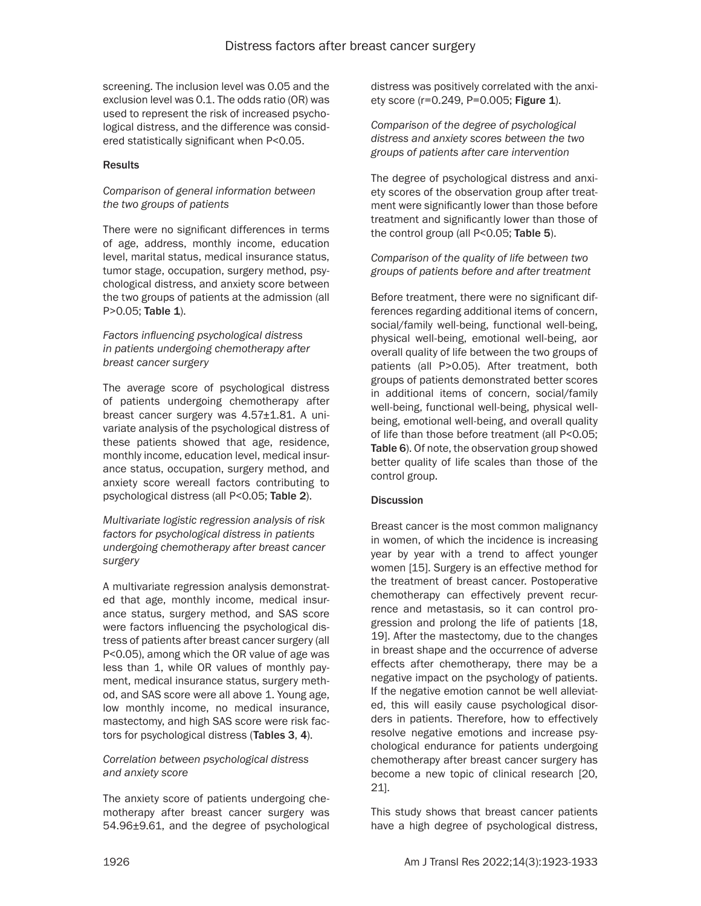screening. The inclusion level was 0.05 and the exclusion level was 0.1. The odds ratio (OR) was used to represent the risk of increased psychological distress, and the difference was considered statistically significant when P<0.05.

## Results

### *Comparison of general information between the two groups of patients*

There were no significant differences in terms of age, address, monthly income, education level, marital status, medical insurance status, tumor stage, occupation, surgery method, psychological distress, and anxiety score between the two groups of patients at the admission (all P>0.05; **Table 1**).

### *Factors influencing psychological distress in patients undergoing chemotherapy after breast cancer surgery*

The average score of psychological distress of patients undergoing chemotherapy after breast cancer surgery was 4.57±1.81. A univariate analysis of the psychological distress of these patients showed that age, residence, monthly income, education level, medical insurance status, occupation, surgery method, and anxiety score wereall factors contributing to psychological distress (all P<0.05; **Table 2**).

### *Multivariate logistic regression analysis of risk factors for psychological distress in patients undergoing chemotherapy after breast cancer surgery*

A multivariate regression analysis demonstrated that age, monthly income, medical insurance status, surgery method, and SAS score were factors influencing the psychological distress of patients after breast cancer surgery (all P<0.05), among which the OR value of age was less than 1, while OR values of monthly payment, medical insurance status, surgery method, and SAS score were all above 1. Young age, low monthly income, no medical insurance, mastectomy, and high SAS score were risk factors for psychological distress (**Tables 3**, **4**).

### *Correlation between psychological distress and anxiety score*

The anxiety score of patients undergoing chemotherapy after breast cancer surgery was 54.96±9.61, and the degree of psychological distress was positively correlated with the anxiety score (r=0.249, P=0.005; **Figure 1**).

### *Comparison of the degree of psychological distress and anxiety scores between the two groups of patients after care intervention*

The degree of psychological distress and anxiety scores of the observation group after treatment were significantly lower than those before treatment and significantly lower than those of the control group (all P<0.05; **Table 5**).

### *Comparison of the quality of life between two groups of patients before and after treatment*

Before treatment, there were no significant differences regarding additional items of concern, social/family well-being, functional well-being, physical well-being, emotional well-being, aor overall quality of life between the two groups of patients (all P>0.05). After treatment, both groups of patients demonstrated better scores in additional items of concern, social/family well-being, functional well-being, physical well-being, emotional well-being, and overall quality of life than those before treatment (all P<0.05; **Table 6**). Of note, the observation group showed better quality of life scales than those of the control group.

## Discussion

Breast cancer is the most common malignancy in women, of which the incidence is increasing year by year with a trend to affect younger women [15]. Surgery is an effective method for the treatment of breast cancer. Postoperative chemotherapy can effectively prevent recurrence and metastasis, so it can control progression and prolong the life of patients [18, 19]. After the mastectomy, due to the changes in breast shape and the occurrence of adverse effects after chemotherapy, there may be a negative impact on the psychology of patients. If the negative emotion cannot be well alleviated, this will easily cause psychological disorders in patients. Therefore, how to effectively resolve negative emotions and increase psychological endurance for patients undergoing chemotherapy after breast cancer surgery has become a new topic of clinical research [20, 21].

This study shows that breast cancer patients have a high degree of psychological distress,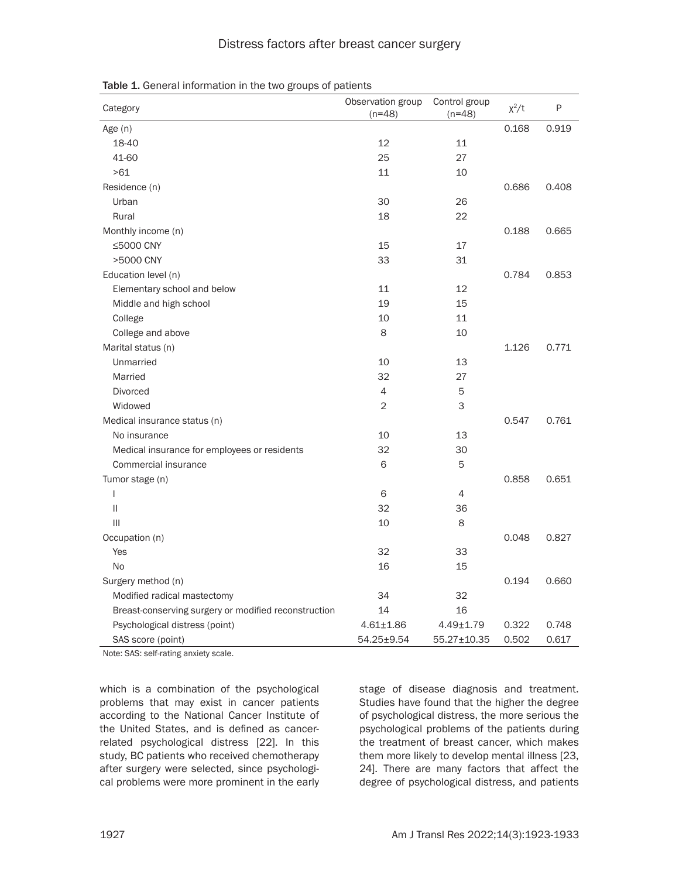Table 1. General information in the two groups of patients

| Category | Observation group (n=48) | Control group (n=48) | $\chi^2$/t | P |
|---|---|---|---|---|
| Age (n) | | | 0.168 | 0.919 |
| 18-40 | 12 | 11 | | |
| 41-60 | 25 | 27 | | |
| >61 | 11 | 10 | | |
| Residence (n) | | | 0.686 | 0.408 |
| Urban | 30 | 26 | | |
| Rural | 18 | 22 | | |
| Monthly income (n) | | | 0.188 | 0.665 |
| ≤5000 CNY | 15 | 17 | | |
| >5000 CNY | 33 | 31 | | |
| Education level (n) | | | 0.784 | 0.853 |
| Elementary school and below | 11 | 12 | | |
| Middle and high school | 19 | 15 | | |
| College | 10 | 11 | | |
| College and above | 8 | 10 | | |
| Marital status (n) | | | 1.126 | 0.771 |
| Unmarried | 10 | 13 | | |
| Married | 32 | 27 | | |
| Divorced | 4 | 5 | | |
| Widowed | 2 | 3 | | |
| Medical insurance status (n) | | | 0.547 | 0.761 |
| No insurance | 10 | 13 | | |
| Medical insurance for employees or residents | 32 | 30 | | |
| Commercial insurance | 6 | 5 | | |
| Tumor stage (n) | | | 0.858 | 0.651 |
| I | 6 | 4 | | |
| II | 32 | 36 | | |
| III | 10 | 8 | | |
| Occupation (n) | | | 0.048 | 0.827 |
| Yes | 32 | 33 | | |
| No | 16 | 15 | | |
| Surgery method (n) | | | 0.194 | 0.660 |
| Modified radical mastectomy | 34 | 32 | | |
| Breast-conserving surgery or modified reconstruction | 14 | 16 | | |
| Psychological distress (point) | 4.61±1.86 | 4.49±1.79 | 0.322 | 0.748 |
| SAS score (point) | 54.25±9.54 | 55.27±10.35 | 0.502 | 0.617 |

Note: SAS: self-rating anxiety scale.

which is a combination of the psychological problems that may exist in cancer patients according to the National Cancer Institute of the United States, and is defined as cancer-related psychological distress [22]. In this study, BC patients who received chemotherapy after surgery were selected, since psychological problems were more prominent in the early stage of disease diagnosis and treatment. Studies have found that the higher the degree of psychological distress, the more serious the psychological problems of the patients during the treatment of breast cancer, which makes them more likely to develop mental illness [23, 24]. There are many factors that affect the degree of psychological distress, and patients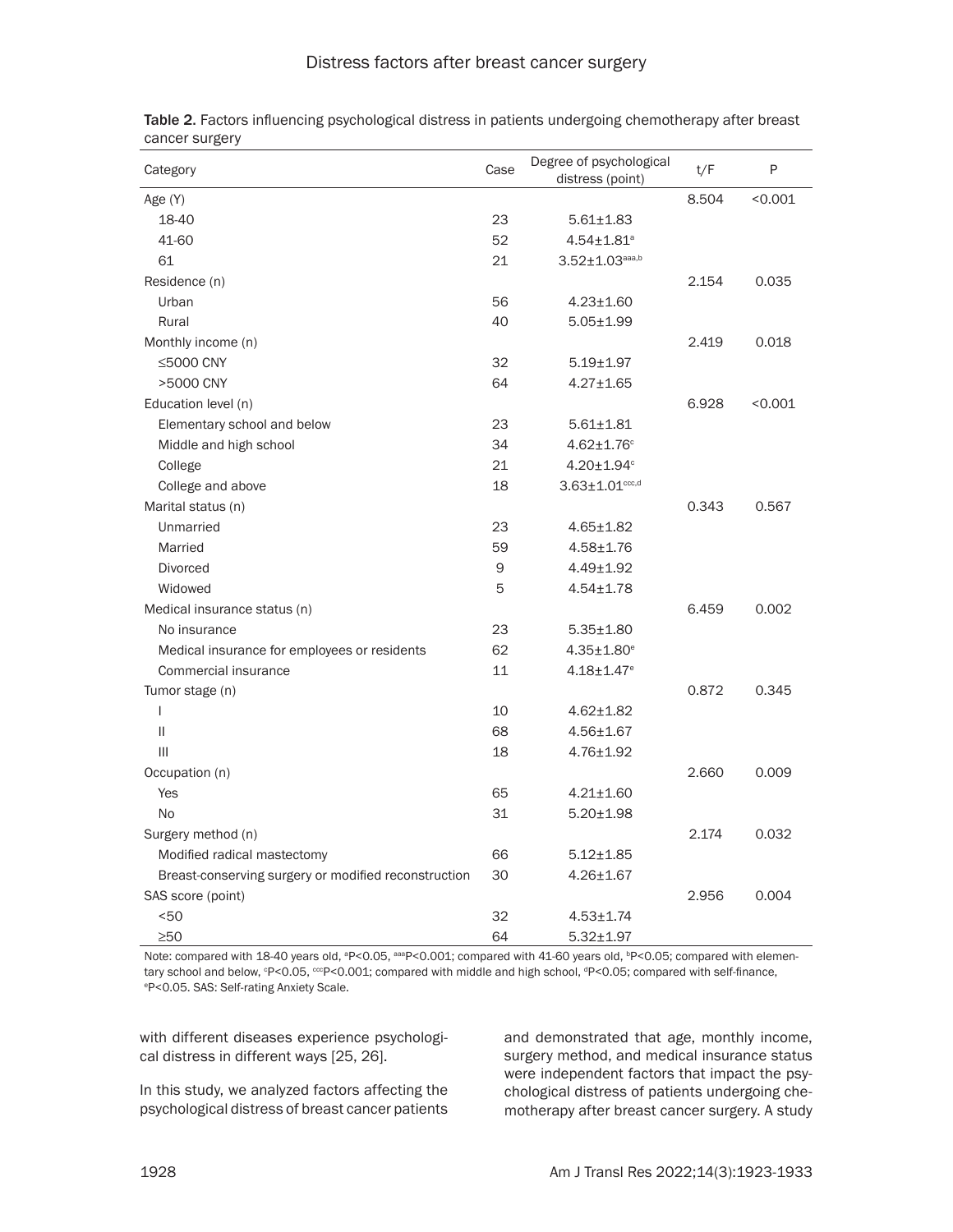Table 2. Factors influencing psychological distress in patients undergoing chemotherapy after breast cancer surgery

| Category | Case | Degree of psychological distress (point) | t/F | P |
|---|---|---|---|---|
| Age (Y) | | | 8.504 | <0.001 |
| 18-40 | 23 | 5.61±1.83 | | |
| 41-60 | 52 | 4.54±1.81[a] | | |
| 61 | 21 | 3.52±1.03[aaa,b] | | |
| Residence (n) | | | 2.154 | 0.035 |
| Urban | 56 | 4.23±1.60 | | |
| Rural | 40 | 5.05±1.99 | | |
| Monthly income (n) | | | 2.419 | 0.018 |
| ≤5000 CNY | 32 | 5.19±1.97 | | |
| >5000 CNY | 64 | 4.27±1.65 | | |
| Education level (n) | | | 6.928 | <0.001 |
| Elementary school and below | 23 | 5.61±1.81 | | |
| Middle and high school | 34 | 4.62±1.76[c] | | |
| College | 21 | 4.20±1.94[c] | | |
| College and above | 18 | 3.63±1.01[ccc,d] | | |
| Marital status (n) | | | 0.343 | 0.567 |
| Unmarried | 23 | 4.65±1.82 | | |
| Married | 59 | 4.58±1.76 | | |
| Divorced | 9 | 4.49±1.92 | | |
| Widowed | 5 | 4.54±1.78 | | |
| Medical insurance status (n) | | | 6.459 | 0.002 |
| No insurance | 23 | 5.35±1.80 | | |
| Medical insurance for employees or residents | 62 | 4.35±1.80[e] | | |
| Commercial insurance | 11 | 4.18±1.47[e] | | |
| Tumor stage (n) | | | 0.872 | 0.345 |
| I | 10 | 4.62±1.82 | | |
| II | 68 | 4.56±1.67 | | |
| III | 18 | 4.76±1.92 | | |
| Occupation (n) | | | 2.660 | 0.009 |
| Yes | 65 | 4.21±1.60 | | |
| No | 31 | 5.20±1.98 | | |
| Surgery method (n) | | | 2.174 | 0.032 |
| Modified radical mastectomy | 66 | 5.12±1.85 | | |
| Breast-conserving surgery or modified reconstruction | 30 | 4.26±1.67 | | |
| SAS score (point) | | | 2.956 | 0.004 |
| <50 | 32 | 4.53±1.74 | | |
| ≥50 | 64 | 5.32±1.97 | | |

Note: compared with 18-40 years old, [a]P<0.05, [aaa]P<0.001; compared with 41-60 years old, [b]P<0.05; compared with elementary school and below, [c]P<0.05, [ccc]P<0.001; compared with middle and high school, [d]P<0.05; compared with self-finance, [e]P<0.05. SAS: Self-rating Anxiety Scale.

with different diseases experience psychological distress in different ways [25, 26].

In this study, we analyzed factors affecting the psychological distress of breast cancer patients and demonstrated that age, monthly income, surgery method, and medical insurance status were independent factors that impact the psychological distress of patients undergoing chemotherapy after breast cancer surgery. A study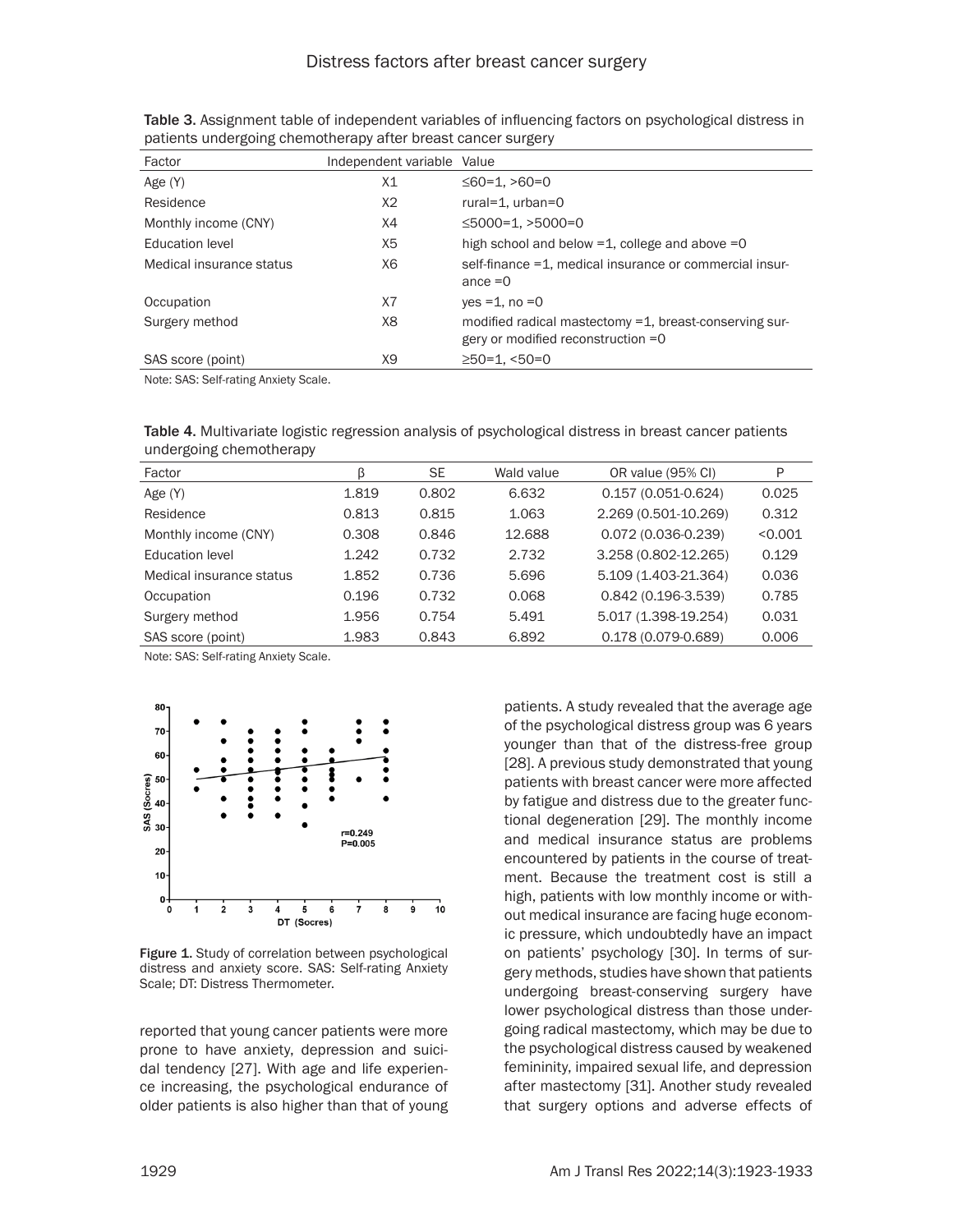Table 3. Assignment table of independent variables of influencing factors on psychological distress in patients undergoing chemotherapy after breast cancer surgery

| Factor | Independent variable | Value |
|---|---|---|
| Age (Y) | X1 | ≤60=1, >60=0 |
| Residence | X2 | rural=1, urban=0 |
| Monthly income (CNY) | X4 | ≤5000=1, >5000=0 |
| Education level | X5 | high school and below =1, college and above =0 |
| Medical insurance status | X6 | self-finance =1, medical insurance or commercial insurance =0 |
| Occupation | X7 | yes =1, no =0 |
| Surgery method | X8 | modified radical mastectomy =1, breast-conserving surgery or modified reconstruction =0 |
| SAS score (point) | X9 | ≥50=1, <50=0 |

Note: SAS: Self-rating Anxiety Scale.

Table 4. Multivariate logistic regression analysis of psychological distress in breast cancer patients undergoing chemotherapy

| Factor | β | SE | Wald value | OR value (95% CI) | P |
|---|---|---|---|---|---|
| Age (Y) | 1.819 | 0.802 | 6.632 | 0.157 (0.051-0.624) | 0.025 |
| Residence | 0.813 | 0.815 | 1.063 | 2.269 (0.501-10.269) | 0.312 |
| Monthly income (CNY) | 0.308 | 0.846 | 12.688 | 0.072 (0.036-0.239) | <0.001 |
| Education level | 1.242 | 0.732 | 2.732 | 3.258 (0.802-12.265) | 0.129 |
| Medical insurance status | 1.852 | 0.736 | 5.696 | 5.109 (1.403-21.364) | 0.036 |
| Occupation | 0.196 | 0.732 | 0.068 | 0.842 (0.196-3.539) | 0.785 |
| Surgery method | 1.956 | 0.754 | 5.491 | 5.017 (1.398-19.254) | 0.031 |
| SAS score (point) | 1.983 | 0.843 | 6.892 | 0.178 (0.079-0.689) | 0.006 |

Note: SAS: Self-rating Anxiety Scale.

Figure 1. Study of correlation between psychological distress and anxiety score. SAS: Self-rating Anxiety Scale; DT: Distress Thermometer.

reported that young cancer patients were more prone to have anxiety, depression and suicidal tendency [27]. With age and life experience increasing, the psychological endurance of older patients is also higher than that of young patients. A study revealed that the average age of the psychological distress group was 6 years younger than that of the distress-free group [28]. A previous study demonstrated that young patients with breast cancer were more affected by fatigue and distress due to the greater functional degeneration [29]. The monthly income and medical insurance status are problems encountered by patients in the course of treatment. Because the treatment cost is still a high, patients with low monthly income or without medical insurance are facing huge economic pressure, which undoubtedly have an impact on patients' psychology [30]. In terms of surgery methods, studies have shown that patients undergoing breast-conserving surgery have lower psychological distress than those undergoing radical mastectomy, which may be due to the psychological distress caused by weakened femininity, impaired sexual life, and depression after mastectomy [31]. Another study revealed that surgery options and adverse effects of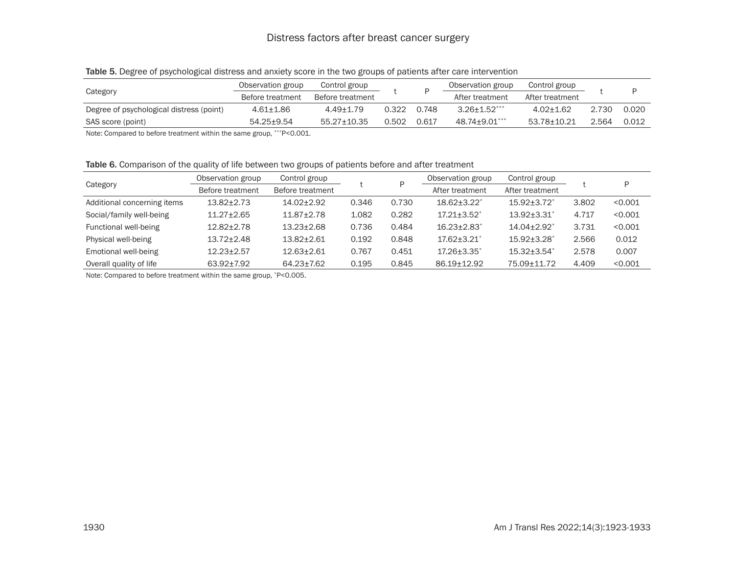**Table 5.** Degree of psychological distress and anxiety score in the two groups of patients after care intervention

| Category | Observation group | Control group | t | P | Observation group | Control group | t | P |
|---|---|---|---|---|---|---|---|---|
| | Before treatment | Before treatment | | | After treatment | After treatment | | |
| Degree of psychological distress (point) | 4.61±1.86 | 4.49±1.79 | 0.322 | 0.748 | 3.26±1.52*** | 4.02±1.62 | 2.730 | 0.020 |
| SAS score (point) | 54.25±9.54 | 55.27±10.35 | 0.502 | 0.617 | 48.74±9.01*** | 53.78±10.21 | 2.564 | 0.012 |

Note: Compared to before treatment within the same group, ***P<0.001.

**Table 6.** Comparison of the quality of life between two groups of patients before and after treatment

| Category | Observation group | Control group | t | P | Observation group | Control group | t | P |
|---|---|---|---|---|---|---|---|---|
| | Before treatment | Before treatment | | | After treatment | After treatment | | |
| Additional concerning items | 13.82±2.73 | 14.02±2.92 | 0.346 | 0.730 | 18.62±3.22* | 15.92±3.72* | 3.802 | <0.001 |
| Social/family well-being | 11.27±2.65 | 11.87±2.78 | 1.082 | 0.282 | 17.21±3.52* | 13.92±3.31* | 4.717 | <0.001 |
| Functional well-being | 12.82±2.78 | 13.23±2.68 | 0.736 | 0.484 | 16.23±2.83* | 14.04±2.92* | 3.731 | <0.001 |
| Physical well-being | 13.72±2.48 | 13.82±2.61 | 0.192 | 0.848 | 17.62±3.21* | 15.92±3.28* | 2.566 | 0.012 |
| Emotional well-being | 12.23±2.57 | 12.63±2.61 | 0.767 | 0.451 | 17.26±3.35* | 15.32±3.54* | 2.578 | 0.007 |
| Overall quality of life | 63.92±7.92 | 64.23±7.62 | 0.195 | 0.845 | 86.19±12.92 | 75.09±11.72 | 4.409 | <0.001 |

Note: Compared to before treatment within the same group, *P<0.005.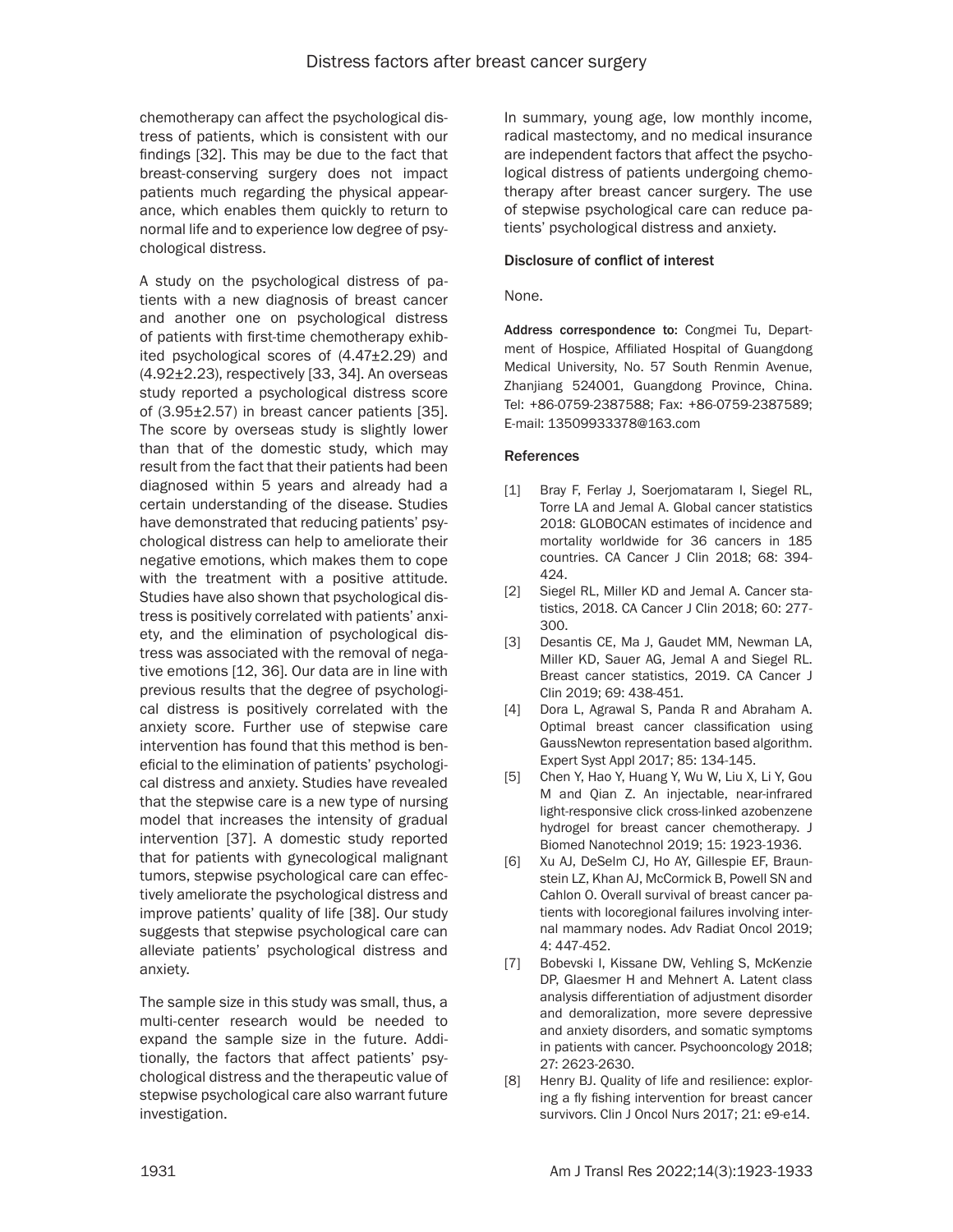chemotherapy can affect the psychological distress of patients, which is consistent with our findings [32]. This may be due to the fact that breast-conserving surgery does not impact patients much regarding the physical appearance, which enables them quickly to return to normal life and to experience low degree of psychological distress.

A study on the psychological distress of patients with a new diagnosis of breast cancer and another one on psychological distress of patients with first-time chemotherapy exhibited psychological scores of (4.47±2.29) and (4.92±2.23), respectively [33, 34]. An overseas study reported a psychological distress score of (3.95±2.57) in breast cancer patients [35]. The score by overseas study is slightly lower than that of the domestic study, which may result from the fact that their patients had been diagnosed within 5 years and already had a certain understanding of the disease. Studies have demonstrated that reducing patients' psychological distress can help to ameliorate their negative emotions, which makes them to cope with the treatment with a positive attitude. Studies have also shown that psychological distress is positively correlated with patients' anxiety, and the elimination of psychological distress was associated with the removal of negative emotions [12, 36]. Our data are in line with previous results that the degree of psychological distress is positively correlated with the anxiety score. Further use of stepwise care intervention has found that this method is beneficial to the elimination of patients' psychological distress and anxiety. Studies have revealed that the stepwise care is a new type of nursing model that increases the intensity of gradual intervention [37]. A domestic study reported that for patients with gynecological malignant tumors, stepwise psychological care can effectively ameliorate the psychological distress and improve patients' quality of life [38]. Our study suggests that stepwise psychological care can alleviate patients' psychological distress and anxiety.

The sample size in this study was small, thus, a multi-center research would be needed to expand the sample size in the future. Additionally, the factors that affect patients' psychological distress and the therapeutic value of stepwise psychological care also warrant future investigation.

In summary, young age, low monthly income, radical mastectomy, and no medical insurance are independent factors that affect the psychological distress of patients undergoing chemotherapy after breast cancer surgery. The use of stepwise psychological care can reduce patients' psychological distress and anxiety.

#### Disclosure of conflict of interest

None.

**Address correspondence to:** Congmei Tu, Department of Hospice, Affiliated Hospital of Guangdong Medical University, No. 57 South Renmin Avenue, Zhanjiang 524001, Guangdong Province, China. Tel: +86-0759-2387588; Fax: +86-0759-2387589; E-mail: 13509933378@163.com

### References

[1] Bray F, Ferlay J, Soerjomataram I, Siegel RL, Torre LA and Jemal A. Global cancer statistics 2018: GLOBOCAN estimates of incidence and mortality worldwide for 36 cancers in 185 countries. CA Cancer J Clin 2018; 68: 394-424.

[2] Siegel RL, Miller KD and Jemal A. Cancer statistics, 2018. CA Cancer J Clin 2018; 60: 277-300.

[3] Desantis CE, Ma J, Gaudet MM, Newman LA, Miller KD, Sauer AG, Jemal A and Siegel RL. Breast cancer statistics, 2019. CA Cancer J Clin 2019; 69: 438-451.

[4] Dora L, Agrawal S, Panda R and Abraham A. Optimal breast cancer classification using GaussNewton representation based algorithm. Expert Syst Appl 2017; 85: 134-145.

[5] Chen Y, Hao Y, Huang Y, Wu W, Liu X, Li Y, Gou M and Qian Z. An injectable, near-infrared light-responsive click cross-linked azobenzene hydrogel for breast cancer chemotherapy. J Biomed Nanotechnol 2019; 15: 1923-1936.

[6] Xu AJ, DeSelm CJ, Ho AY, Gillespie EF, Braunstein LZ, Khan AJ, McCormick B, Powell SN and Cahlon O. Overall survival of breast cancer patients with locoregional failures involving internal mammary nodes. Adv Radiat Oncol 2019; 4: 447-452.

[7] Bobevski I, Kissane DW, Vehling S, McKenzie DP, Glaesmer H and Mehnert A. Latent class analysis differentiation of adjustment disorder and demoralization, more severe depressive and anxiety disorders, and somatic symptoms in patients with cancer. Psychooncology 2018; 27: 2623-2630.

[8] Henry BJ. Quality of life and resilience: exploring a fly fishing intervention for breast cancer survivors. Clin J Oncol Nurs 2017; 21: e9-e14.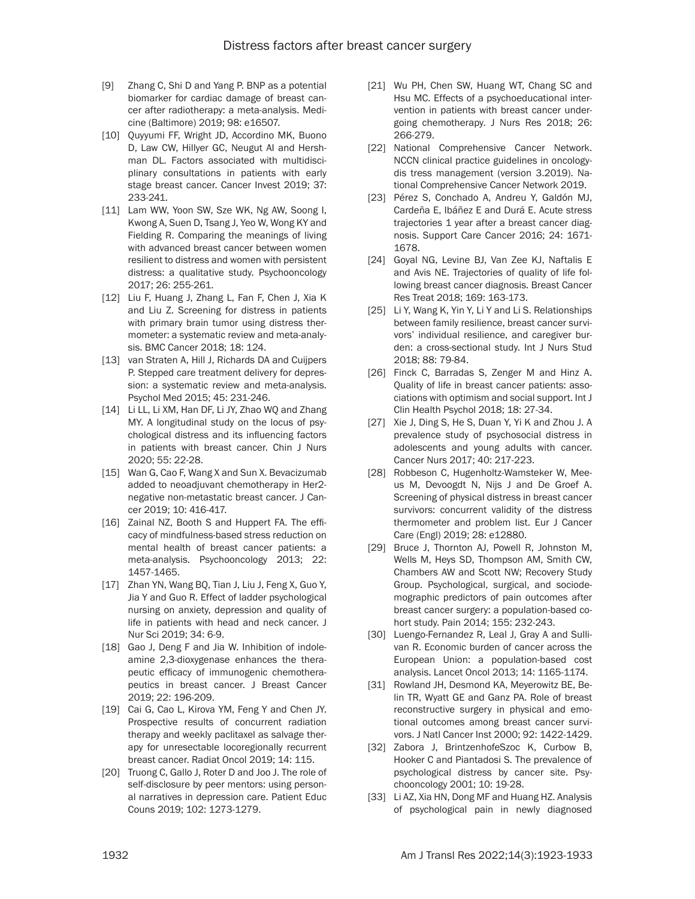[9] Zhang C, Shi D and Yang P. BNP as a potential biomarker for cardiac damage of breast cancer after radiotherapy: a meta-analysis. Medicine (Baltimore) 2019; 98: e16507.

[10] Quyyumi FF, Wright JD, Accordino MK, Buono D, Law CW, Hillyer GC, Neugut AI and Hershman DL. Factors associated with multidisciplinary consultations in patients with early stage breast cancer. Cancer Invest 2019; 37: 233-241.

[11] Lam WW, Yoon SW, Sze WK, Ng AW, Soong I, Kwong A, Suen D, Tsang J, Yeo W, Wong KY and Fielding R. Comparing the meanings of living with advanced breast cancer between women resilient to distress and women with persistent distress: a qualitative study. Psychooncology 2017; 26: 255-261.

[12] Liu F, Huang J, Zhang L, Fan F, Chen J, Xia K and Liu Z. Screening for distress in patients with primary brain tumor using distress thermometer: a systematic review and meta-analysis. BMC Cancer 2018; 18: 124.

[13] van Straten A, Hill J, Richards DA and Cuijpers P. Stepped care treatment delivery for depression: a systematic review and meta-analysis. Psychol Med 2015; 45: 231-246.

[14] Li LL, Li XM, Han DF, Li JY, Zhao WQ and Zhang MY. A longitudinal study on the locus of psychological distress and its influencing factors in patients with breast cancer. Chin J Nurs 2020; 55: 22-28.

[15] Wan G, Cao F, Wang X and Sun X. Bevacizumab added to neoadjuvant chemotherapy in Her2-negative non-metastatic breast cancer. J Cancer 2019; 10: 416-417.

[16] Zainal NZ, Booth S and Huppert FA. The efficacy of mindfulness-based stress reduction on mental health of breast cancer patients: a meta-analysis. Psychooncology 2013; 22: 1457-1465.

[17] Zhan YN, Wang BQ, Tian J, Liu J, Feng X, Guo Y, Jia Y and Guo R. Effect of ladder psychological nursing on anxiety, depression and quality of life in patients with head and neck cancer. J Nur Sci 2019; 34: 6-9.

[18] Gao J, Deng F and Jia W. Inhibition of indoleamine 2,3-dioxygenase enhances the therapeutic efficacy of immunogenic chemotherapeutics in breast cancer. J Breast Cancer 2019; 22: 196-209.

[19] Cai G, Cao L, Kirova YM, Feng Y and Chen JY. Prospective results of concurrent radiation therapy and weekly paclitaxel as salvage therapy for unresectable locoregionally recurrent breast cancer. Radiat Oncol 2019; 14: 115.

[20] Truong C, Gallo J, Roter D and Joo J. The role of self-disclosure by peer mentors: using personal narratives in depression care. Patient Educ Couns 2019; 102: 1273-1279.

[21] Wu PH, Chen SW, Huang WT, Chang SC and Hsu MC. Effects of a psychoeducational intervention in patients with breast cancer undergoing chemotherapy. J Nurs Res 2018; 26: 266-279.

[22] National Comprehensive Cancer Network. NCCN clinical practice guidelines in oncology-dis tress management (version 3.2019). National Comprehensive Cancer Network 2019.

[23] Pérez S, Conchado A, Andreu Y, Galdón MJ, Cardeña E, Ibáñez E and Durá E. Acute stress trajectories 1 year after a breast cancer diagnosis. Support Care Cancer 2016; 24: 1671-1678.

[24] Goyal NG, Levine BJ, Van Zee KJ, Naftalis E and Avis NE. Trajectories of quality of life following breast cancer diagnosis. Breast Cancer Res Treat 2018; 169: 163-173.

[25] Li Y, Wang K, Yin Y, Li Y and Li S. Relationships between family resilience, breast cancer survivors' individual resilience, and caregiver burden: a cross-sectional study. Int J Nurs Stud 2018; 88: 79-84.

[26] Finck C, Barradas S, Zenger M and Hinz A. Quality of life in breast cancer patients: associations with optimism and social support. Int J Clin Health Psychol 2018; 18: 27-34.

[27] Xie J, Ding S, He S, Duan Y, Yi K and Zhou J. A prevalence study of psychosocial distress in adolescents and young adults with cancer. Cancer Nurs 2017; 40: 217-223.

[28] Robbeson C, Hugenholtz-Wamsteker W, Meeus M, Devoogdt N, Nijs J and De Groef A. Screening of physical distress in breast cancer survivors: concurrent validity of the distress thermometer and problem list. Eur J Cancer Care (Engl) 2019; 28: e12880.

[29] Bruce J, Thornton AJ, Powell R, Johnston M, Wells M, Heys SD, Thompson AM, Smith CW, Chambers AW and Scott NW; Recovery Study Group. Psychological, surgical, and sociodemographic predictors of pain outcomes after breast cancer surgery: a population-based cohort study. Pain 2014; 155: 232-243.

[30] Luengo-Fernandez R, Leal J, Gray A and Sullivan R. Economic burden of cancer across the European Union: a population-based cost analysis. Lancet Oncol 2013; 14: 1165-1174.

[31] Rowland JH, Desmond KA, Meyerowitz BE, Belin TR, Wyatt GE and Ganz PA. Role of breast reconstructive surgery in physical and emotional outcomes among breast cancer survivors. J Natl Cancer Inst 2000; 92: 1422-1429.

[32] Zabora J, BrintzenhofeSzoc K, Curbow B, Hooker C and Piantadosi S. The prevalence of psychological distress by cancer site. Psychooncology 2001; 10: 19-28.

[33] Li AZ, Xia HN, Dong MF and Huang HZ. Analysis of psychological pain in newly diagnosed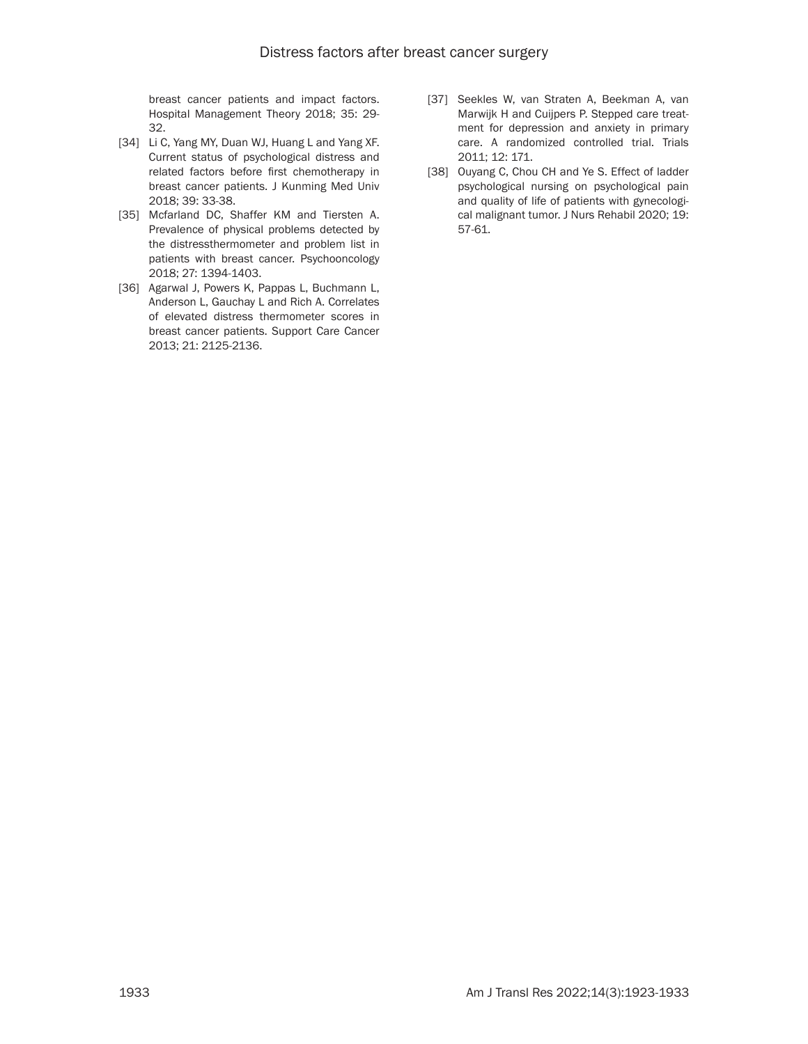breast cancer patients and impact factors. Hospital Management Theory 2018; 35: 29-32.

[34] Li C, Yang MY, Duan WJ, Huang L and Yang XF. Current status of psychological distress and related factors before first chemotherapy in breast cancer patients. J Kunming Med Univ 2018; 39: 33-38.

[35] Mcfarland DC, Shaffer KM and Tiersten A. Prevalence of physical problems detected by the distressthermometer and problem list in patients with breast cancer. Psychooncology 2018; 27: 1394-1403.

[36] Agarwal J, Powers K, Pappas L, Buchmann L, Anderson L, Gauchay L and Rich A. Correlates of elevated distress thermometer scores in breast cancer patients. Support Care Cancer 2013; 21: 2125-2136.

[37] Seekles W, van Straten A, Beekman A, van Marwijk H and Cuijpers P. Stepped care treatment for depression and anxiety in primary care. A randomized controlled trial. Trials 2011; 12: 171.

[38] Ouyang C, Chou CH and Ye S. Effect of ladder psychological nursing on psychological pain and quality of life of patients with gynecological malignant tumor. J Nurs Rehabil 2020; 19: 57-61.